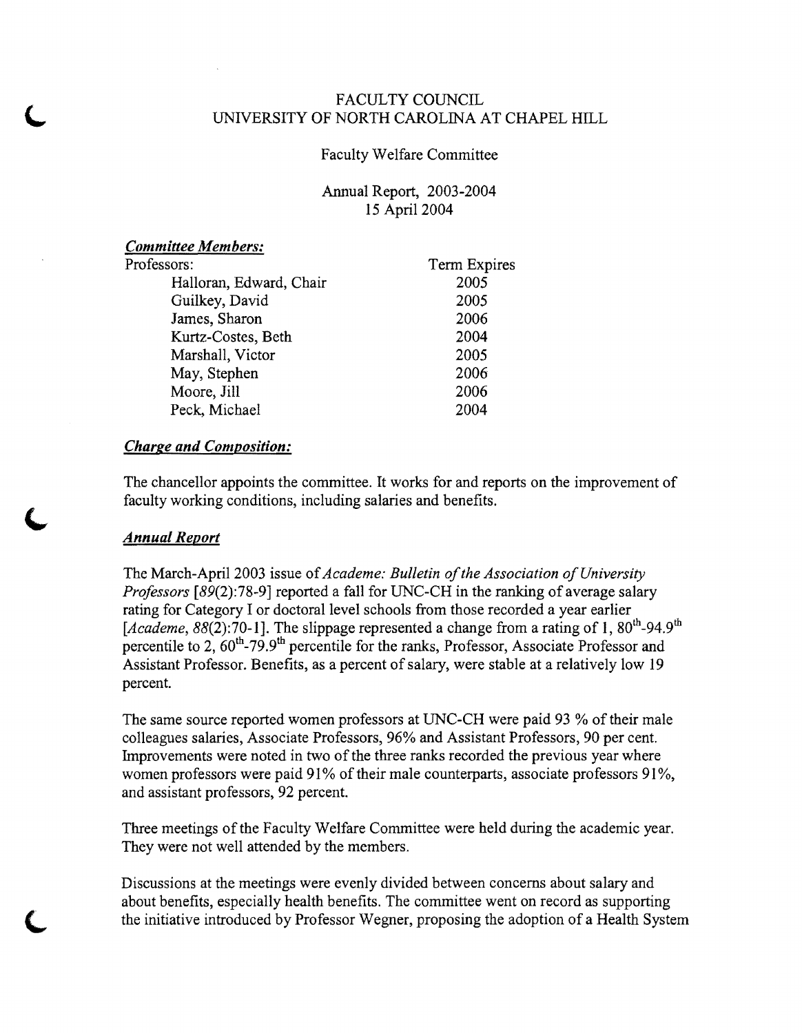FACULTY COUNCIL
UNIVERSITY OF NORTH CAROLINA AT CHAPEL HILL

Faculty Welfare Committee

Annual Report, 2003-2004
15 April 2004

***Committee Members:***

| Professors: | Term Expires |
| --- | --- |
| Halloran, Edward, Chair | 2005 |
| Guilkey, David | 2005 |
| James, Sharon | 2006 |
| Kurtz-Costes, Beth | 2004 |
| Marshall, Victor | 2005 |
| May, Stephen | 2006 |
| Moore, Jill | 2006 |
| Peck, Michael | 2004 |

***Charge and Composition:***

The chancellor appoints the committee. It works for and reports on the improvement of faculty working conditions, including salaries and benefits.

***Annual Report***

The March-April 2003 issue of *Academe: Bulletin of the Association of University Professors* [*89*(2):78-9] reported a fall for UNC-CH in the ranking of average salary rating for Category I or doctoral level schools from those recorded a year earlier [*Academe*, *88*(2):70-1]. The slippage represented a change from a rating of 1, 80$^{th}$-94.9$^{th}$ percentile to 2, 60$^{th}$-79.9$^{th}$ percentile for the ranks, Professor, Associate Professor and Assistant Professor. Benefits, as a percent of salary, were stable at a relatively low 19 percent.

The same source reported women professors at UNC-CH were paid 93 % of their male colleagues salaries, Associate Professors, 96% and Assistant Professors, 90 per cent. Improvements were noted in two of the three ranks recorded the previous year where women professors were paid 91% of their male counterparts, associate professors 91%, and assistant professors, 92 percent.

Three meetings of the Faculty Welfare Committee were held during the academic year. They were not well attended by the members.

Discussions at the meetings were evenly divided between concerns about salary and about benefits, especially health benefits. The committee went on record as supporting the initiative introduced by Professor Wegner, proposing the adoption of a Health System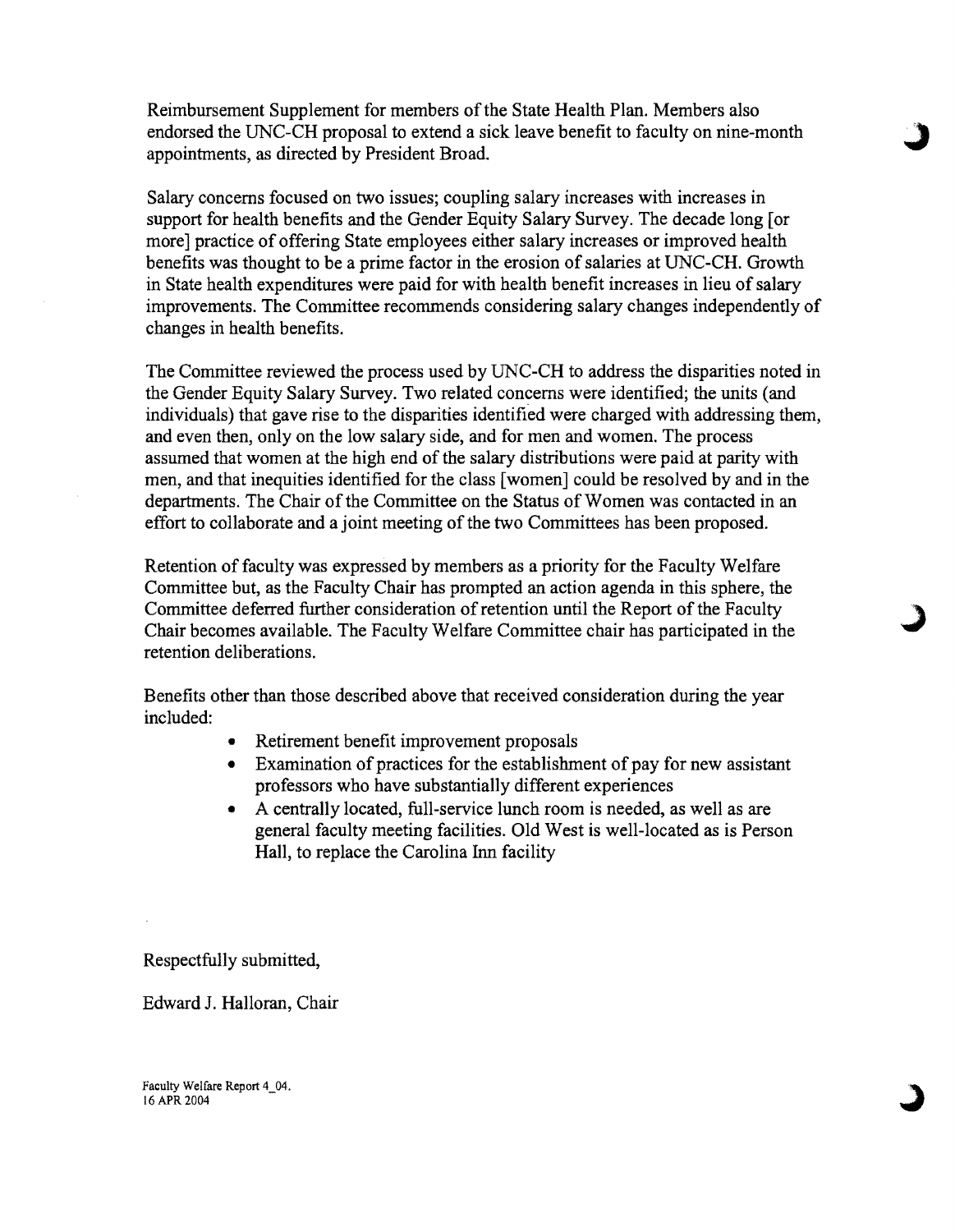Reimbursement Supplement for members of the State Health Plan. Members also endorsed the UNC-CH proposal to extend a sick leave benefit to faculty on nine-month appointments, as directed by President Broad.

Salary concerns focused on two issues; coupling salary increases with increases in support for health benefits and the Gender Equity Salary Survey. The decade long [or more] practice of offering State employees either salary increases or improved health benefits was thought to be a prime factor in the erosion of salaries at UNC-CH. Growth in State health expenditures were paid for with health benefit increases in lieu of salary improvements. The Committee recommends considering salary changes independently of changes in health benefits.

The Committee reviewed the process used by UNC-CH to address the disparities noted in the Gender Equity Salary Survey. Two related concerns were identified; the units (and individuals) that gave rise to the disparities identified were charged with addressing them, and even then, only on the low salary side, and for men and women. The process assumed that women at the high end of the salary distributions were paid at parity with men, and that inequities identified for the class [women] could be resolved by and in the departments. The Chair of the Committee on the Status of Women was contacted in an effort to collaborate and a joint meeting of the two Committees has been proposed.

Retention of faculty was expressed by members as a priority for the Faculty Welfare Committee but, as the Faculty Chair has prompted an action agenda in this sphere, the Committee deferred further consideration of retention until the Report of the Faculty Chair becomes available. The Faculty Welfare Committee chair has participated in the retention deliberations.

Benefits other than those described above that received consideration during the year included:

- Retirement benefit improvement proposals
- Examination of practices for the establishment of pay for new assistant professors who have substantially different experiences
- A centrally located, full-service lunch room is needed, as well as are general faculty meeting facilities. Old West is well-located as is Person Hall, to replace the Carolina Inn facility

Respectfully submitted,

Edward J. Halloran, Chair

Faculty Welfare Report 4_04.
16 APR 2004